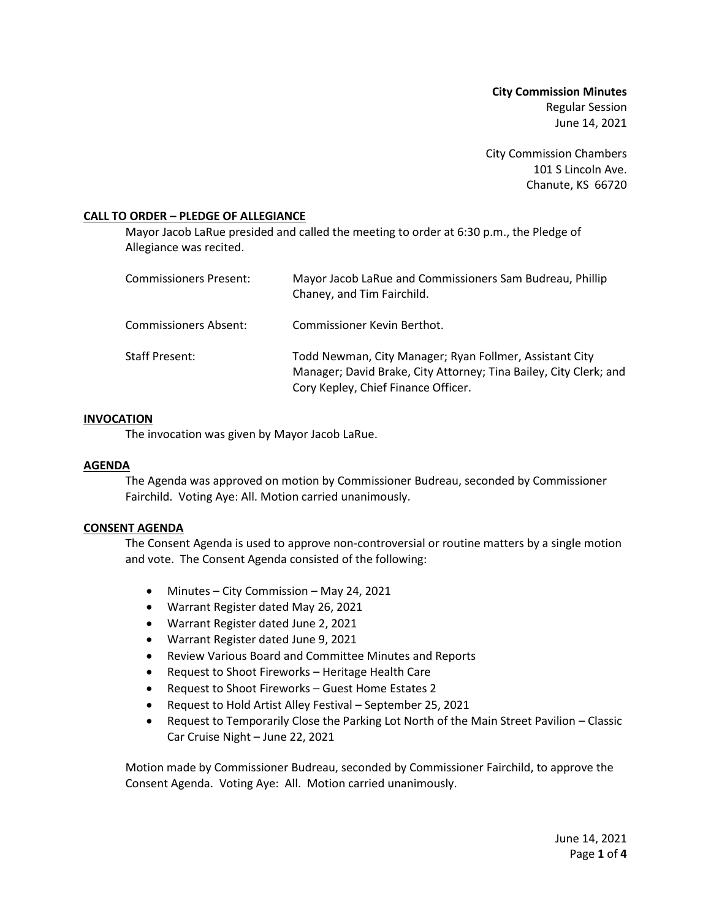**City Commission Minutes**
Regular Session
June 14, 2021

City Commission Chambers
101 S Lincoln Ave.
Chanute, KS 66720

## CALL TO ORDER – PLEDGE OF ALLEGIANCE

Mayor Jacob LaRue presided and called the meeting to order at 6:30 p.m., the Pledge of Allegiance was recited.

| | |
|---|---|
| Commissioners Present: | Mayor Jacob LaRue and Commissioners Sam Budreau, Phillip Chaney, and Tim Fairchild. |
| Commissioners Absent: | Commissioner Kevin Berthot. |
| Staff Present: | Todd Newman, City Manager; Ryan Follmer, Assistant City Manager; David Brake, City Attorney; Tina Bailey, City Clerk; and Cory Kepley, Chief Finance Officer. |

## INVOCATION

The invocation was given by Mayor Jacob LaRue.

## AGENDA

The Agenda was approved on motion by Commissioner Budreau, seconded by Commissioner Fairchild. Voting Aye: All. Motion carried unanimously.

## CONSENT AGENDA

The Consent Agenda is used to approve non-controversial or routine matters by a single motion and vote. The Consent Agenda consisted of the following:

- Minutes – City Commission – May 24, 2021
- Warrant Register dated May 26, 2021
- Warrant Register dated June 2, 2021
- Warrant Register dated June 9, 2021
- Review Various Board and Committee Minutes and Reports
- Request to Shoot Fireworks – Heritage Health Care
- Request to Shoot Fireworks – Guest Home Estates 2
- Request to Hold Artist Alley Festival – September 25, 2021
- Request to Temporarily Close the Parking Lot North of the Main Street Pavilion – Classic Car Cruise Night – June 22, 2021

Motion made by Commissioner Budreau, seconded by Commissioner Fairchild, to approve the Consent Agenda. Voting Aye: All. Motion carried unanimously.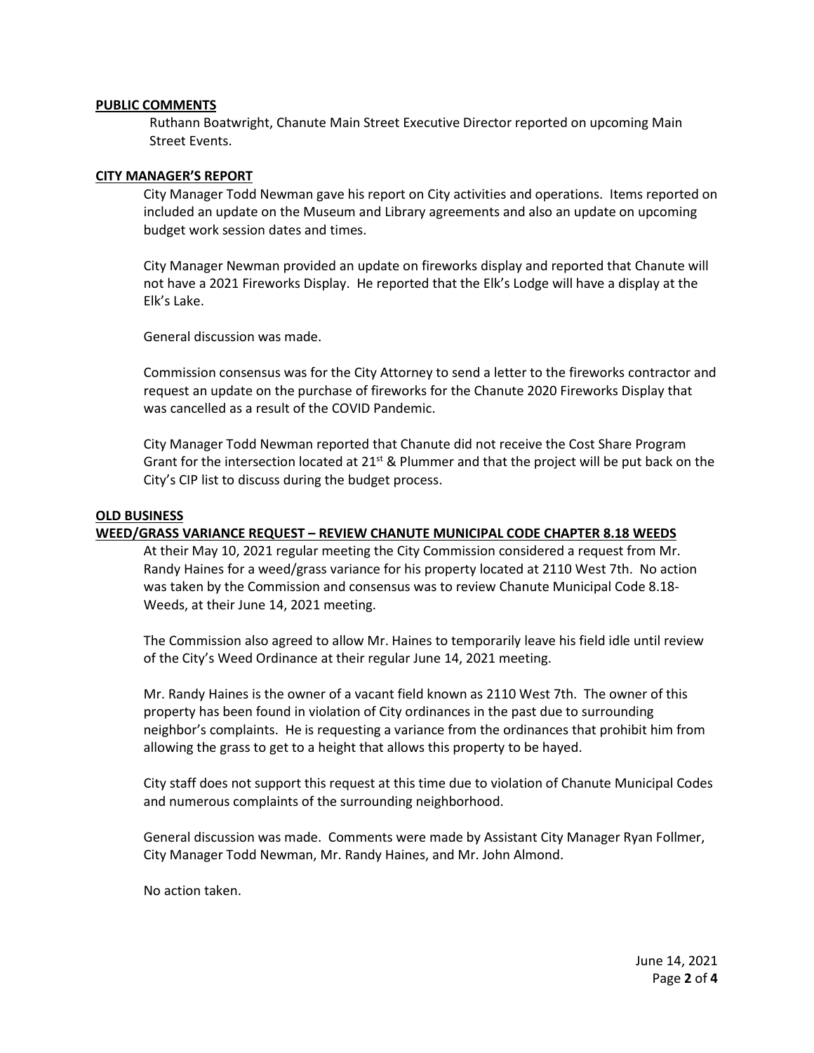**PUBLIC COMMENTS**

Ruthann Boatwright, Chanute Main Street Executive Director reported on upcoming Main Street Events.

**CITY MANAGER'S REPORT**

City Manager Todd Newman gave his report on City activities and operations. Items reported on included an update on the Museum and Library agreements and also an update on upcoming budget work session dates and times.

City Manager Newman provided an update on fireworks display and reported that Chanute will not have a 2021 Fireworks Display. He reported that the Elk's Lodge will have a display at the Elk's Lake.

General discussion was made.

Commission consensus was for the City Attorney to send a letter to the fireworks contractor and request an update on the purchase of fireworks for the Chanute 2020 Fireworks Display that was cancelled as a result of the COVID Pandemic.

City Manager Todd Newman reported that Chanute did not receive the Cost Share Program Grant for the intersection located at 21st & Plummer and that the project will be put back on the City's CIP list to discuss during the budget process.

**OLD BUSINESS**

**WEED/GRASS VARIANCE REQUEST – REVIEW CHANUTE MUNICIPAL CODE CHAPTER 8.18 WEEDS**

At their May 10, 2021 regular meeting the City Commission considered a request from Mr. Randy Haines for a weed/grass variance for his property located at 2110 West 7th. No action was taken by the Commission and consensus was to review Chanute Municipal Code 8.18-Weeds, at their June 14, 2021 meeting.

The Commission also agreed to allow Mr. Haines to temporarily leave his field idle until review of the City's Weed Ordinance at their regular June 14, 2021 meeting.

Mr. Randy Haines is the owner of a vacant field known as 2110 West 7th. The owner of this property has been found in violation of City ordinances in the past due to surrounding neighbor's complaints. He is requesting a variance from the ordinances that prohibit him from allowing the grass to get to a height that allows this property to be hayed.

City staff does not support this request at this time due to violation of Chanute Municipal Codes and numerous complaints of the surrounding neighborhood.

General discussion was made. Comments were made by Assistant City Manager Ryan Follmer, City Manager Todd Newman, Mr. Randy Haines, and Mr. John Almond.

No action taken.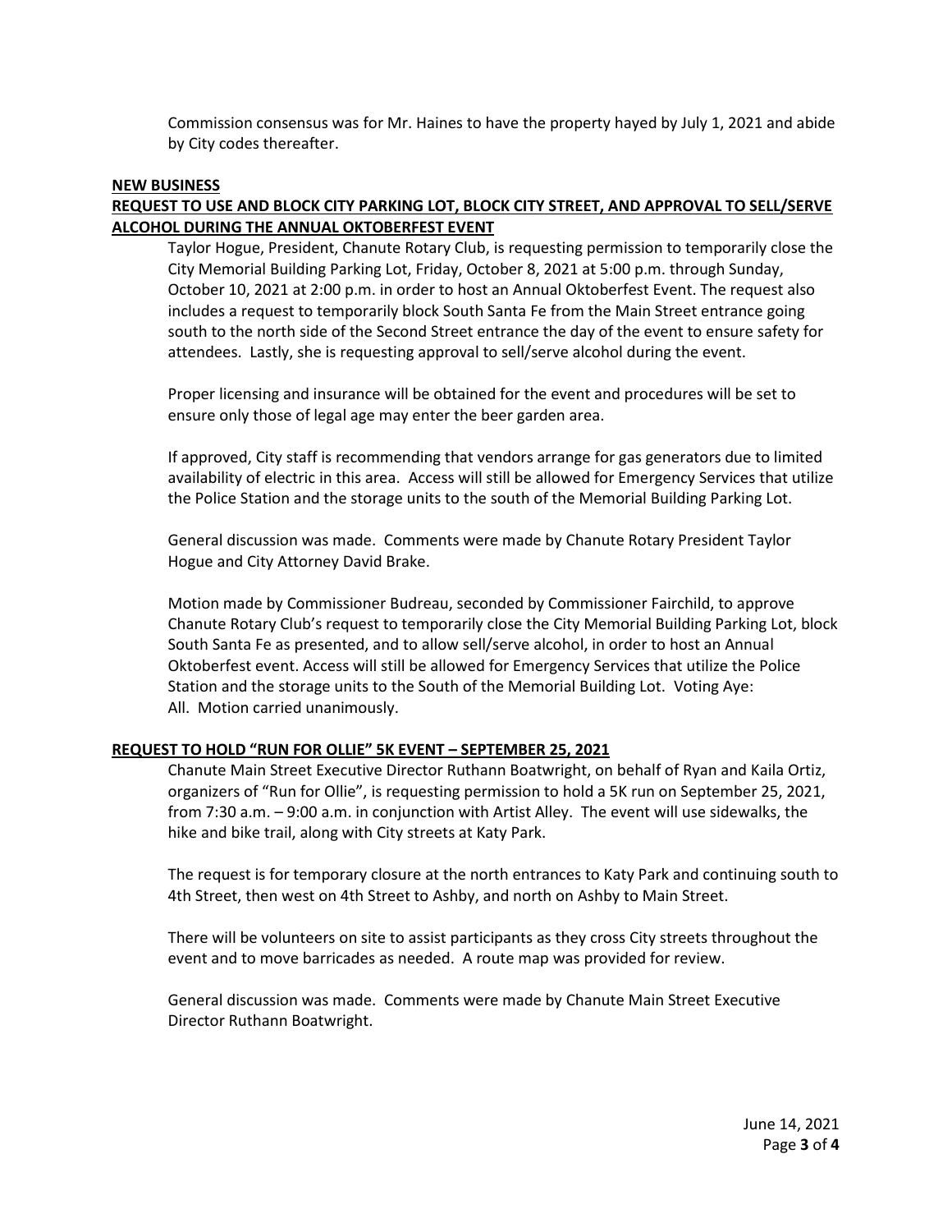Commission consensus was for Mr. Haines to have the property hayed by July 1, 2021 and abide by City codes thereafter.

## NEW BUSINESS

### REQUEST TO USE AND BLOCK CITY PARKING LOT, BLOCK CITY STREET, AND APPROVAL TO SELL/SERVE ALCOHOL DURING THE ANNUAL OKTOBERFEST EVENT

Taylor Hogue, President, Chanute Rotary Club, is requesting permission to temporarily close the City Memorial Building Parking Lot, Friday, October 8, 2021 at 5:00 p.m. through Sunday, October 10, 2021 at 2:00 p.m. in order to host an Annual Oktoberfest Event. The request also includes a request to temporarily block South Santa Fe from the Main Street entrance going south to the north side of the Second Street entrance the day of the event to ensure safety for attendees. Lastly, she is requesting approval to sell/serve alcohol during the event.

Proper licensing and insurance will be obtained for the event and procedures will be set to ensure only those of legal age may enter the beer garden area.

If approved, City staff is recommending that vendors arrange for gas generators due to limited availability of electric in this area. Access will still be allowed for Emergency Services that utilize the Police Station and the storage units to the south of the Memorial Building Parking Lot.

General discussion was made. Comments were made by Chanute Rotary President Taylor Hogue and City Attorney David Brake.

Motion made by Commissioner Budreau, seconded by Commissioner Fairchild, to approve Chanute Rotary Club's request to temporarily close the City Memorial Building Parking Lot, block South Santa Fe as presented, and to allow sell/serve alcohol, in order to host an Annual Oktoberfest event. Access will still be allowed for Emergency Services that utilize the Police Station and the storage units to the South of the Memorial Building Lot. Voting Aye: All. Motion carried unanimously.

### REQUEST TO HOLD "RUN FOR OLLIE" 5K EVENT – SEPTEMBER 25, 2021

Chanute Main Street Executive Director Ruthann Boatwright, on behalf of Ryan and Kaila Ortiz, organizers of "Run for Ollie", is requesting permission to hold a 5K run on September 25, 2021, from 7:30 a.m. – 9:00 a.m. in conjunction with Artist Alley. The event will use sidewalks, the hike and bike trail, along with City streets at Katy Park.

The request is for temporary closure at the north entrances to Katy Park and continuing south to 4th Street, then west on 4th Street to Ashby, and north on Ashby to Main Street.

There will be volunteers on site to assist participants as they cross City streets throughout the event and to move barricades as needed. A route map was provided for review.

General discussion was made. Comments were made by Chanute Main Street Executive Director Ruthann Boatwright.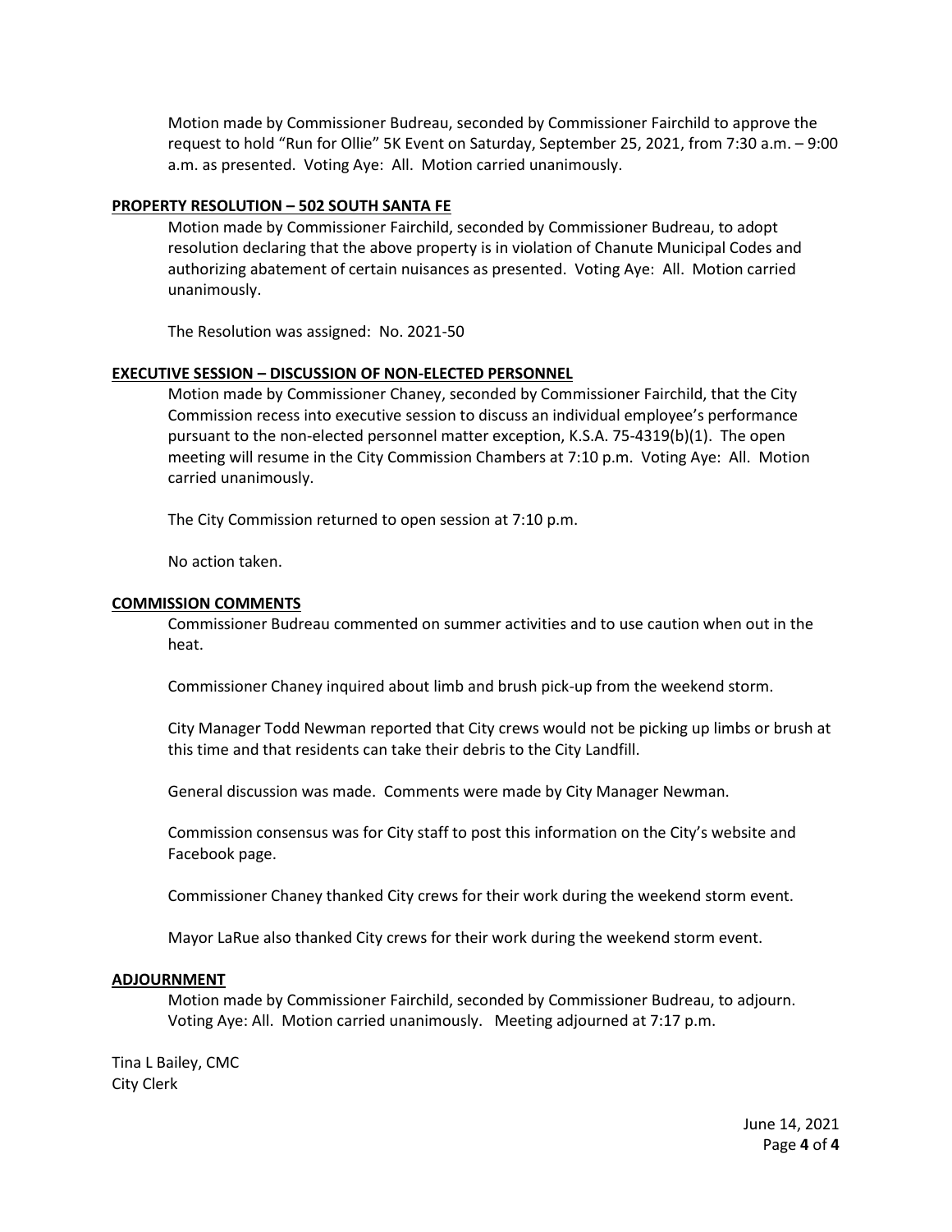Motion made by Commissioner Budreau, seconded by Commissioner Fairchild to approve the request to hold "Run for Ollie" 5K Event on Saturday, September 25, 2021, from 7:30 a.m. – 9:00 a.m. as presented. Voting Aye: All. Motion carried unanimously.

**PROPERTY RESOLUTION – 502 SOUTH SANTA FE**

Motion made by Commissioner Fairchild, seconded by Commissioner Budreau, to adopt resolution declaring that the above property is in violation of Chanute Municipal Codes and authorizing abatement of certain nuisances as presented. Voting Aye: All. Motion carried unanimously.

The Resolution was assigned: No. 2021-50

**EXECUTIVE SESSION – DISCUSSION OF NON-ELECTED PERSONNEL**

Motion made by Commissioner Chaney, seconded by Commissioner Fairchild, that the City Commission recess into executive session to discuss an individual employee's performance pursuant to the non-elected personnel matter exception, K.S.A. 75-4319(b)(1). The open meeting will resume in the City Commission Chambers at 7:10 p.m. Voting Aye: All. Motion carried unanimously.

The City Commission returned to open session at 7:10 p.m.

No action taken.

**COMMISSION COMMENTS**

Commissioner Budreau commented on summer activities and to use caution when out in the heat.

Commissioner Chaney inquired about limb and brush pick-up from the weekend storm.

City Manager Todd Newman reported that City crews would not be picking up limbs or brush at this time and that residents can take their debris to the City Landfill.

General discussion was made. Comments were made by City Manager Newman.

Commission consensus was for City staff to post this information on the City's website and Facebook page.

Commissioner Chaney thanked City crews for their work during the weekend storm event.

Mayor LaRue also thanked City crews for their work during the weekend storm event.

**ADJOURNMENT**

Motion made by Commissioner Fairchild, seconded by Commissioner Budreau, to adjourn. Voting Aye: All. Motion carried unanimously. Meeting adjourned at 7:17 p.m.

Tina L Bailey, CMC
City Clerk